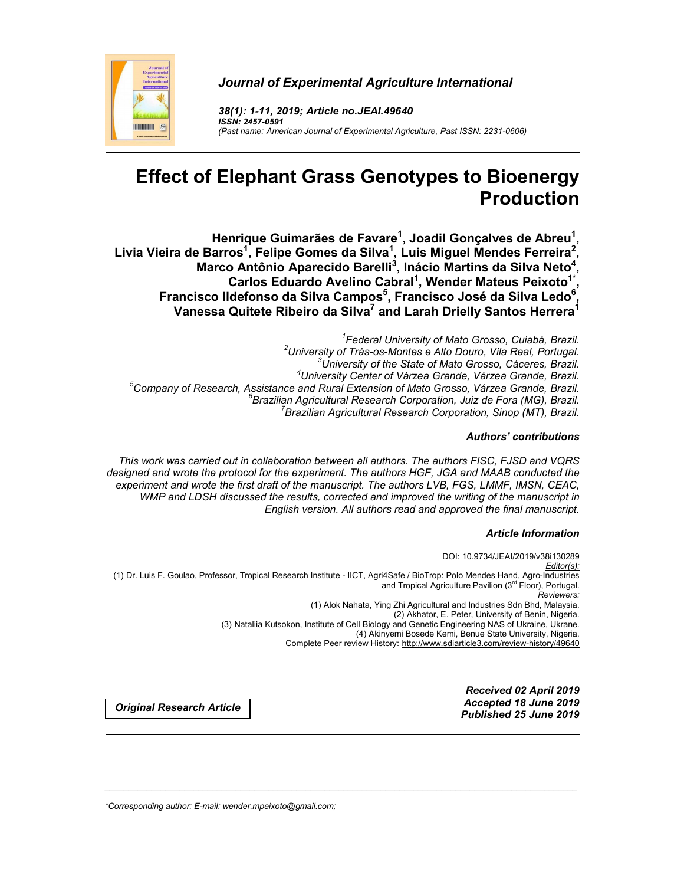*Journal of Experimental Agriculture International*

*38(1): 1-11, 2019; Article no.JEAI.49640*
*ISSN: 2457-0591*
*(Past name: American Journal of Experimental Agriculture, Past ISSN: 2231-0606)*

# Effect of Elephant Grass Genotypes to Bioenergy Production

**Henrique Guimarães de Favare[1], Joadil Gonçalves de Abreu[1], Livia Vieira de Barros[1], Felipe Gomes da Silva[1], Luis Miguel Mendes Ferreira[2], Marco Antônio Aparecido Barelli[3], Inácio Martins da Silva Neto[4], Carlos Eduardo Avelino Cabral[1], Wender Mateus Peixoto[1*], Francisco Ildefonso da Silva Campos[5], Francisco José da Silva Ledo[6], Vanessa Quitete Ribeiro da Silva[7] and Larah Drielly Santos Herrera[1]**

*[1]Federal University of Mato Grosso, Cuiabá, Brazil.*
*[2]University of Trás-os-Montes e Alto Douro, Vila Real, Portugal.*
*[3]University of the State of Mato Grosso, Cáceres, Brazil.*
*[4]University Center of Várzea Grande, Várzea Grande, Brazil.*
*[5]Company of Research, Assistance and Rural Extension of Mato Grosso, Várzea Grande, Brazil.*
*[6]Brazilian Agricultural Research Corporation, Juiz de Fora (MG), Brazil.*
*[7]Brazilian Agricultural Research Corporation, Sinop (MT), Brazil.*

### *Authors' contributions*

*This work was carried out in collaboration between all authors. The authors FISC, FJSD and VQRS designed and wrote the protocol for the experiment. The authors HGF, JGA and MAAB conducted the experiment and wrote the first draft of the manuscript. The authors LVB, FGS, LMMF, IMSN, CEAC, WMP and LDSH discussed the results, corrected and improved the writing of the manuscript in English version. All authors read and approved the final manuscript.*

### *Article Information*

DOI: 10.9734/JEAI/2019/v38i130289

*Editor(s):*
(1) Dr. Luis F. Goulao, Professor, Tropical Research Institute - IICT, Agri4Safe / BioTrop: Polo Mendes Hand, Agro-Industries and Tropical Agriculture Pavilion (3rd Floor), Portugal.

*Reviewers:*
(1) Alok Nahata, Ying Zhi Agricultural and Industries Sdn Bhd, Malaysia.
(2) Akhator, E. Peter, University of Benin, Nigeria.
(3) Nataliia Kutsokon, Institute of Cell Biology and Genetic Engineering NAS of Ukraine, Ukrane.
(4) Akinyemi Bosede Kemi, Benue State University, Nigeria.

Complete Peer review History: http://www.sdiarticle3.com/review-history/49640

**Original Research Article**

***Received 02 April 2019***
***Accepted 18 June 2019***
***Published 25 June 2019***

---

*\*Corresponding author: E-mail: wender.mpeixoto@gmail.com;*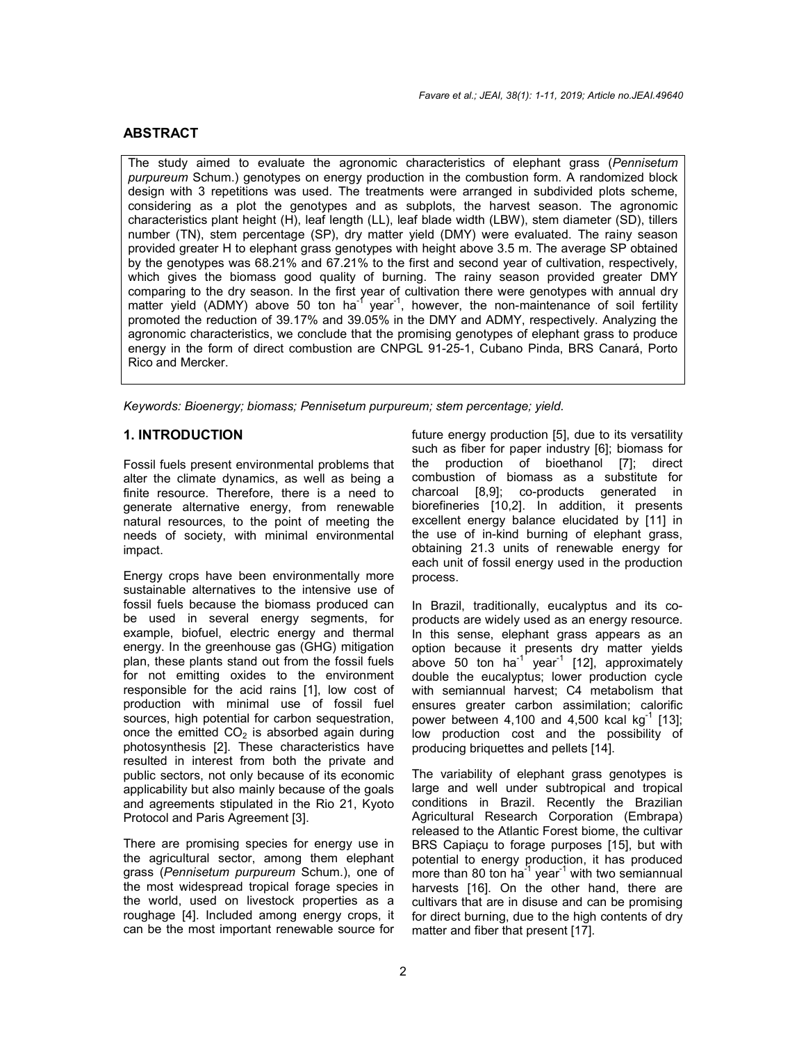## ABSTRACT

The study aimed to evaluate the agronomic characteristics of elephant grass (*Pennisetum purpureum* Schum.) genotypes on energy production in the combustion form. A randomized block design with 3 repetitions was used. The treatments were arranged in subdivided plots scheme, considering as a plot the genotypes and as subplots, the harvest season. The agronomic characteristics plant height (H), leaf length (LL), leaf blade width (LBW), stem diameter (SD), tillers number (TN), stem percentage (SP), dry matter yield (DMY) were evaluated. The rainy season provided greater H to elephant grass genotypes with height above 3.5 m. The average SP obtained by the genotypes was 68.21% and 67.21% to the first and second year of cultivation, respectively, which gives the biomass good quality of burning. The rainy season provided greater DMY comparing to the dry season. In the first year of cultivation there were genotypes with annual dry matter yield (ADMY) above 50 ton ha$^{-1}$ year$^{-1}$, however, the non-maintenance of soil fertility promoted the reduction of 39.17% and 39.05% in the DMY and ADMY, respectively. Analyzing the agronomic characteristics, we conclude that the promising genotypes of elephant grass to produce energy in the form of direct combustion are CNPGL 91-25-1, Cubano Pinda, BRS Canará, Porto Rico and Mercker.

*Keywords: Bioenergy; biomass; Pennisetum purpureum; stem percentage; yield.*

## 1. INTRODUCTION

Fossil fuels present environmental problems that alter the climate dynamics, as well as being a finite resource. Therefore, there is a need to generate alternative energy, from renewable natural resources, to the point of meeting the needs of society, with minimal environmental impact.

Energy crops have been environmentally more sustainable alternatives to the intensive use of fossil fuels because the biomass produced can be used in several energy segments, for example, biofuel, electric energy and thermal energy. In the greenhouse gas (GHG) mitigation plan, these plants stand out from the fossil fuels for not emitting oxides to the environment responsible for the acid rains [1], low cost of production with minimal use of fossil fuel sources, high potential for carbon sequestration, once the emitted $CO_2$ is absorbed again during photosynthesis [2]. These characteristics have resulted in interest from both the private and public sectors, not only because of its economic applicability but also mainly because of the goals and agreements stipulated in the Rio 21, Kyoto Protocol and Paris Agreement [3].

There are promising species for energy use in the agricultural sector, among them elephant grass (*Pennisetum purpureum* Schum.), one of the most widespread tropical forage species in the world, used on livestock properties as a roughage [4]. Included among energy crops, it can be the most important renewable source for future energy production [5], due to its versatility such as fiber for paper industry [6]; biomass for the production of bioethanol [7]; direct combustion of biomass as a substitute for charcoal [8,9]; co-products generated in biorefineries [10,2]. In addition, it presents excellent energy balance elucidated by [11] in the use of in-kind burning of elephant grass, obtaining 21.3 units of renewable energy for each unit of fossil energy used in the production process.

In Brazil, traditionally, eucalyptus and its co-products are widely used as an energy resource. In this sense, elephant grass appears as an option because it presents dry matter yields above 50 ton ha$^{-1}$ year$^{-1}$ [12], approximately double the eucalyptus; lower production cycle with semiannual harvest; C4 metabolism that ensures greater carbon assimilation; calorific power between 4,100 and 4,500 kcal kg$^{-1}$ [13]; low production cost and the possibility of producing briquettes and pellets [14].

The variability of elephant grass genotypes is large and well under subtropical and tropical conditions in Brazil. Recently the Brazilian Agricultural Research Corporation (Embrapa) released to the Atlantic Forest biome, the cultivar BRS Capiaçu to forage purposes [15], but with potential to energy production, it has produced more than 80 ton ha$^{-1}$ year$^{-1}$ with two semiannual harvests [16]. On the other hand, there are cultivars that are in disuse and can be promising for direct burning, due to the high contents of dry matter and fiber that present [17].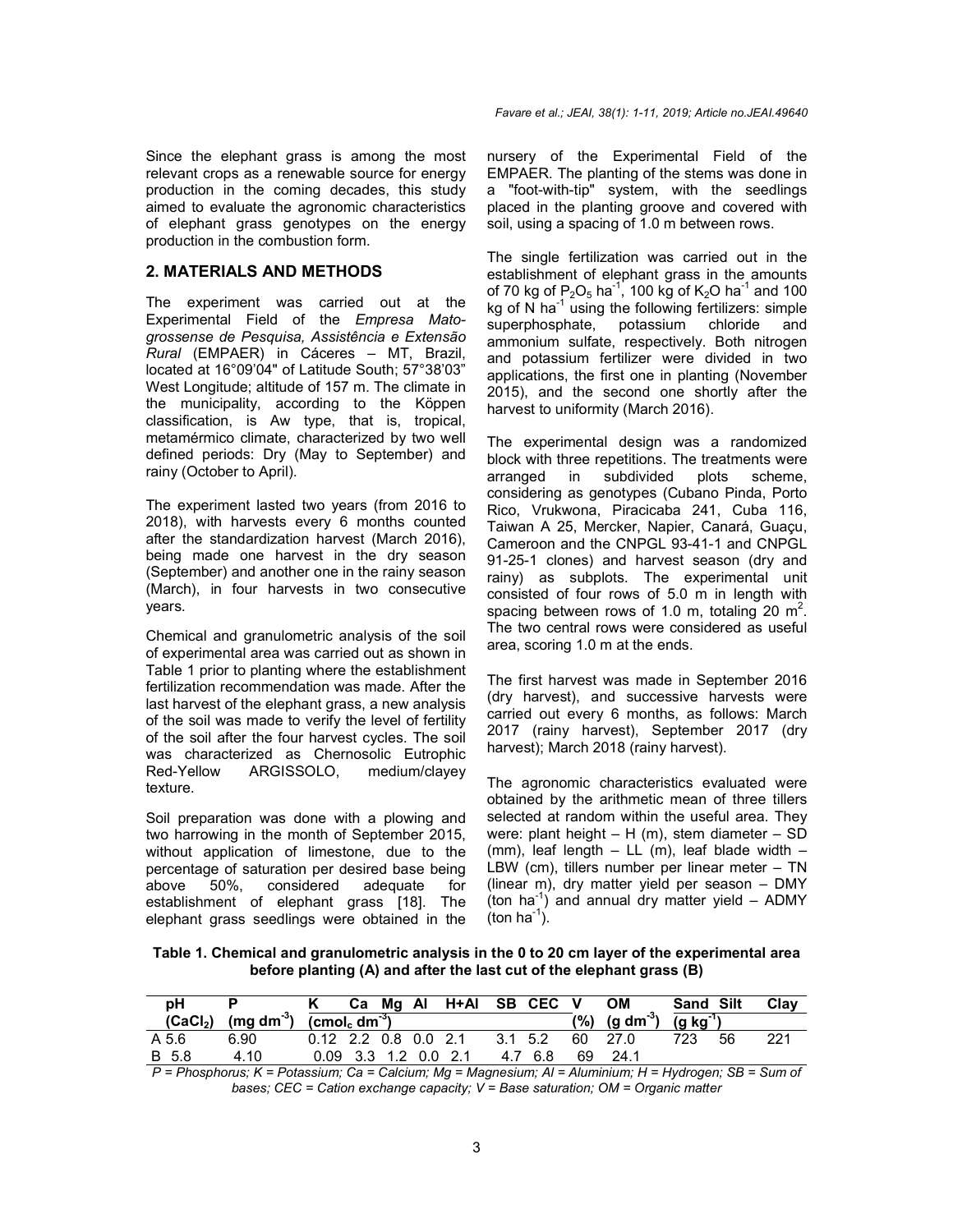Since the elephant grass is among the most relevant crops as a renewable source for energy production in the coming decades, this study aimed to evaluate the agronomic characteristics of elephant grass genotypes on the energy production in the combustion form.

## 2. MATERIALS AND METHODS

The experiment was carried out at the Experimental Field of the *Empresa Mato-grossense de Pesquisa, Assistência e Extensão Rural* (EMPAER) in Cáceres – MT, Brazil, located at 16°09'04" of Latitude South; 57°38'03" West Longitude; altitude of 157 m. The climate in the municipality, according to the Köppen classification, is Aw type, that is, tropical, metamérmico climate, characterized by two well defined periods: Dry (May to September) and rainy (October to April).

The experiment lasted two years (from 2016 to 2018), with harvests every 6 months counted after the standardization harvest (March 2016), being made one harvest in the dry season (September) and another one in the rainy season (March), in four harvests in two consecutive years.

Chemical and granulometric analysis of the soil of experimental area was carried out as shown in Table 1 prior to planting where the establishment fertilization recommendation was made. After the last harvest of the elephant grass, a new analysis of the soil was made to verify the level of fertility of the soil after the four harvest cycles. The soil was characterized as Chernosolic Eutrophic Red-Yellow ARGISSOLO, medium/clayey texture.

Soil preparation was done with a plowing and two harrowing in the month of September 2015, without application of limestone, due to the percentage of saturation per desired base being above 50%, considered adequate for establishment of elephant grass [18]. The elephant grass seedlings were obtained in the nursery of the Experimental Field of the EMPAER. The planting of the stems was done in a "foot-with-tip" system, with the seedlings placed in the planting groove and covered with soil, using a spacing of 1.0 m between rows.

The single fertilization was carried out in the establishment of elephant grass in the amounts of 70 kg of $P_2O_5$ $ha^{-1}$, 100 kg of $K_2O$ $ha^{-1}$ and 100 kg of N $ha^{-1}$ using the following fertilizers: simple superphosphate, potassium chloride and ammonium sulfate, respectively. Both nitrogen and potassium fertilizer were divided in two applications, the first one in planting (November 2015), and the second one shortly after the harvest to uniformity (March 2016).

The experimental design was a randomized block with three repetitions. The treatments were arranged in subdivided plots scheme, considering as genotypes (Cubano Pinda, Porto Rico, Vrukwona, Piracicaba 241, Cuba 116, Taiwan A 25, Mercker, Napier, Canará, Guaçu, Cameroon and the CNPGL 93-41-1 and CNPGL 91-25-1 clones) and harvest season (dry and rainy) as subplots. The experimental unit consisted of four rows of 5.0 m in length with spacing between rows of 1.0 m, totaling 20 $m^2$. The two central rows were considered as useful area, scoring 1.0 m at the ends.

The first harvest was made in September 2016 (dry harvest), and successive harvests were carried out every 6 months, as follows: March 2017 (rainy harvest), September 2017 (dry harvest); March 2018 (rainy harvest).

The agronomic characteristics evaluated were obtained by the arithmetic mean of three tillers selected at random within the useful area. They were: plant height – H (m), stem diameter – SD (mm), leaf length – LL (m), leaf blade width – LBW (cm), tillers number per linear meter – TN (linear m), dry matter yield per season – DMY (ton $ha^{-1}$) and annual dry matter yield – ADMY (ton $ha^{-1}$).

**Table 1. Chemical and granulometric analysis in the 0 to 20 cm layer of the experimental area before planting (A) and after the last cut of the elephant grass (B)**

| | pH | P | K | Ca | Mg | Al | H+Al | SB | CEC | V | OM | Sand | Silt | Clay |
|---|---|---|---|---|---|---|---|---|---|---|---|---|---|---|
| | ($CaCl_2$) | (mg $dm^{-3}$) | ($cmol_c$ $dm^{-3}$) | | | | | | | (%) | (g $dm^{-3}$) | (g $kg^{-1}$) | | |
| A | 5.6 | 6.90 | 0.12 | 2.2 | 0.8 | 0.0 | 2.1 | 3.1 | 5.2 | 60 | 27.0 | 723 | 56 | 221 |
| B | 5.8 | 4.10 | 0.09 | 3.3 | 1.2 | 0.0 | 2.1 | 4.7 | 6.8 | 69 | 24.1 | | | |

*P = Phosphorus; K = Potassium; Ca = Calcium; Mg = Magnesium; Al = Aluminium; H = Hydrogen; SB = Sum of bases; CEC = Cation exchange capacity; V = Base saturation; OM = Organic matter*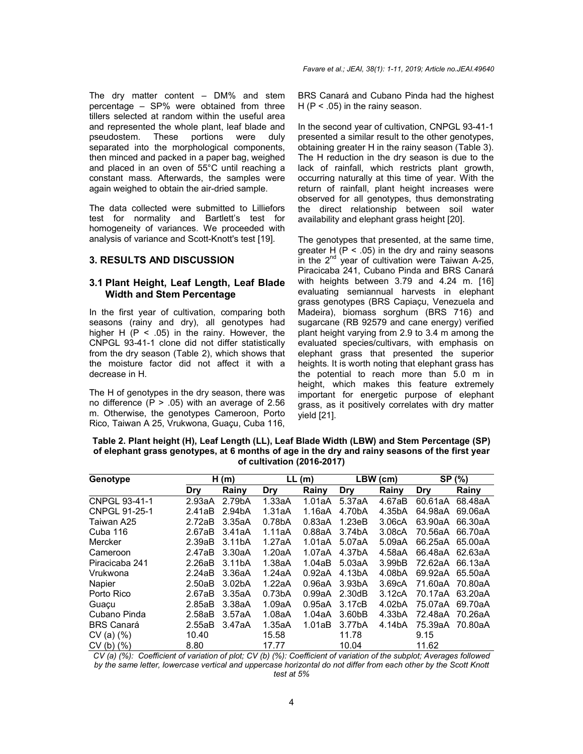The dry matter content – DM% and stem percentage – SP% were obtained from three tillers selected at random within the useful area and represented the whole plant, leaf blade and pseudostem. These portions were duly separated into the morphological components, then minced and packed in a paper bag, weighed and placed in an oven of 55°C until reaching a constant mass. Afterwards, the samples were again weighed to obtain the air-dried sample.

The data collected were submitted to Lilliefors test for normality and Bartlett's test for homogeneity of variances. We proceeded with analysis of variance and Scott-Knott's test [19].

## 3. RESULTS AND DISCUSSION

### 3.1 Plant Height, Leaf Length, Leaf Blade Width and Stem Percentage

In the first year of cultivation, comparing both seasons (rainy and dry), all genotypes had higher H ($P < .05$) in the rainy. However, the CNPGL 93-41-1 clone did not differ statistically from the dry season (Table 2), which shows that the moisture factor did not affect it with a decrease in H.

The H of genotypes in the dry season, there was no difference ($P > .05$) with an average of 2.56 m. Otherwise, the genotypes Cameroon, Porto Rico, Taiwan A 25, Vrukwona, Guaçu, Cuba 116, BRS Canará and Cubano Pinda had the highest H ($P < .05$) in the rainy season.

In the second year of cultivation, CNPGL 93-41-1 presented a similar result to the other genotypes, obtaining greater H in the rainy season (Table 3). The H reduction in the dry season is due to the lack of rainfall, which restricts plant growth, occurring naturally at this time of year. With the return of rainfall, plant height increases were observed for all genotypes, thus demonstrating the direct relationship between soil water availability and elephant grass height [20].

The genotypes that presented, at the same time, greater H ($P < .05$) in the dry and rainy seasons in the 2nd year of cultivation were Taiwan A-25, Piracicaba 241, Cubano Pinda and BRS Canará with heights between 3.79 and 4.24 m. [16] evaluating semiannual harvests in elephant grass genotypes (BRS Capiaçu, Venezuela and Madeira), biomass sorghum (BRS 716) and sugarcane (RB 92579 and cane energy) verified plant height varying from 2.9 to 3.4 m among the evaluated species/cultivars, with emphasis on elephant grass that presented the superior heights. It is worth noting that elephant grass has the potential to reach more than 5.0 m in height, which makes this feature extremely important for energetic purpose of elephant grass, as it positively correlates with dry matter yield [21].

**Table 2. Plant height (H), Leaf Length (LL), Leaf Blade Width (LBW) and Stem Percentage (SP) of elephant grass genotypes, at 6 months of age in the dry and rainy seasons of the first year of cultivation (2016-2017)**

| Genotype | H (m) | | LL (m) | | LBW (cm) | | SP (%) | |
|---|---|---|---|---|---|---|---|---|
| | Dry | Rainy | Dry | Rainy | Dry | Rainy | Dry | Rainy |
| CNPGL 93-41-1 | 2.93aA | 2.79bA | 1.33aA | 1.01aA | 5.37aA | 4.67aB | 60.61aA | 68.48aA |
| CNPGL 91-25-1 | 2.41aB | 2.94bA | 1.31aA | 1.16aA | 4.70bA | 4.35bA | 64.98aA | 69.06aA |
| Taiwan A25 | 2.72aB | 3.35aA | 0.78bA | 0.83aA | 1.23eB | 3.06cA | 63.90aA | 66.30aA |
| Cuba 116 | 2.67aB | 3.41aA | 1.11aA | 0.88aA | 3.74bA | 3.08cA | 70.56aA | 66.70aA |
| Mercker | 2.39aB | 3.11bA | 1.27aA | 1.01aA | 5.07aA | 5.09aA | 66.25aA | 65.00aA |
| Cameroon | 2.47aB | 3.30aA | 1.20aA | 1.07aA | 4.37bA | 4.58aA | 66.48aA | 62.63aA |
| Piracicaba 241 | 2.26aB | 3.11bA | 1.38aA | 1.04aB | 5.03aA | 3.99bB | 72.62aA | 66.13aA |
| Vrukwona | 2.24aB | 3.36aA | 1.24aA | 0.92aA | 4.13bA | 4.08bA | 69.92aA | 65.50aA |
| Napier | 2.50aB | 3.02bA | 1.22aA | 0.96aA | 3.93bA | 3.69cA | 71.60aA | 70.80aA |
| Porto Rico | 2.67aB | 3.35aA | 0.73bA | 0.99aA | 2.30dB | 3.12cA | 70.17aA | 63.20aA |
| Guaçu | 2.85aB | 3.38aA | 1.09aA | 0.95aA | 3.17cB | 4.02bA | 75.07aA | 69.70aA |
| Cubano Pinda | 2.58aB | 3.57aA | 1.08aA | 1.04aA | 3.60bB | 4.33bA | 72.48aA | 70.26aA |
| BRS Canará | 2.55aB | 3.47aA | 1.35aA | 1.01aB | 3.77bA | 4.14bA | 75.39aA | 70.80aA |
| CV (a) (%) | 10.40 | | 15.58 | | 11.78 | | 9.15 | |
| CV (b) (%) | 8.80 | | 17.77 | | 10.04 | | 11.62 | |

*CV (a) (%): Coefficient of variation of plot; CV (b) (%): Coefficient of variation of the subplot; Averages followed by the same letter, lowercase vertical and uppercase horizontal do not differ from each other by the Scott Knott test at 5%*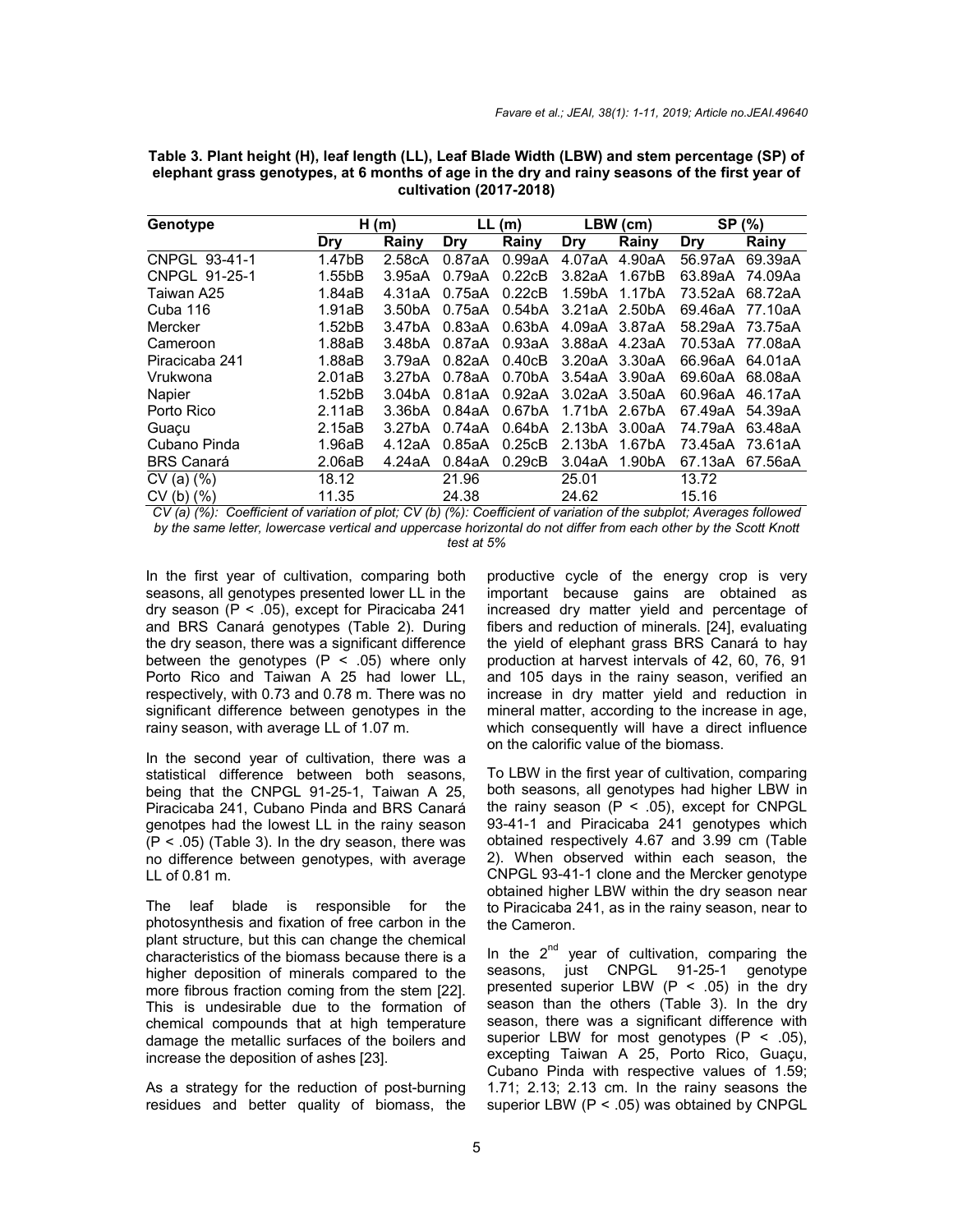**Table 3. Plant height (H), leaf length (LL), Leaf Blade Width (LBW) and stem percentage (SP) of elephant grass genotypes, at 6 months of age in the dry and rainy seasons of the first year of cultivation (2017-2018)**

| Genotype | H (m) | | LL (m) | | LBW (cm) | | SP (%) | |
|---|---|---|---|---|---|---|---|---|
| | Dry | Rainy | Dry | Rainy | Dry | Rainy | Dry | Rainy |
| CNPGL 93-41-1 | 1.47bB | 2.58cA | 0.87aA | 0.99aA | 4.07aA | 4.90aA | 56.97aA | 69.39aA |
| CNPGL 91-25-1 | 1.55bB | 3.95aA | 0.79aA | 0.22cB | 3.82aA | 1.67bB | 63.89aA | 74.09Aa |
| Taiwan A25 | 1.84aB | 4.31aA | 0.75aA | 0.22cB | 1.59bA | 1.17bA | 73.52aA | 68.72aA |
| Cuba 116 | 1.91aB | 3.50bA | 0.75aA | 0.54bA | 3.21aA | 2.50bA | 69.46aA | 77.10aA |
| Mercker | 1.52bB | 3.47bA | 0.83aA | 0.63bA | 4.09aA | 3.87aA | 58.29aA | 73.75aA |
| Cameroon | 1.88aB | 3.48bA | 0.87aA | 0.93aA | 3.88aA | 4.23aA | 70.53aA | 77.08aA |
| Piracicaba 241 | 1.88aB | 3.79aA | 0.82aA | 0.40cB | 3.20aA | 3.30aA | 66.96aA | 64.01aA |
| Vrukwona | 2.01aB | 3.27bA | 0.78aA | 0.70bA | 3.54aA | 3.90aA | 69.60aA | 68.08aA |
| Napier | 1.52bB | 3.04bA | 0.81aA | 0.92aA | 3.02aA | 3.50aA | 60.96aA | 46.17aA |
| Porto Rico | 2.11aB | 3.36bA | 0.84aA | 0.67bA | 1.71bA | 2.67bA | 67.49aA | 54.39aA |
| Guaçu | 2.15aB | 3.27bA | 0.74aA | 0.64bA | 2.13bA | 3.00aA | 74.79aA | 63.48aA |
| Cubano Pinda | 1.96aB | 4.12aA | 0.85aA | 0.25cB | 2.13bA | 1.67bA | 73.45aA | 73.61aA |
| BRS Canará | 2.06aB | 4.24aA | 0.84aA | 0.29cB | 3.04aA | 1.90bA | 67.13aA | 67.56aA |
| CV (a) (%) | 18.12 | | 21.96 | | 25.01 | | 13.72 | |
| CV (b) (%) | 11.35 | | 24.38 | | 24.62 | | 15.16 | |

*CV (a) (%): Coefficient of variation of plot; CV (b) (%): Coefficient of variation of the subplot; Averages followed by the same letter, lowercase vertical and uppercase horizontal do not differ from each other by the Scott Knott test at 5%*

In the first year of cultivation, comparing both seasons, all genotypes presented lower LL in the dry season ($P < .05$), except for Piracicaba 241 and BRS Canará genotypes (Table 2). During the dry season, there was a significant difference between the genotypes ($P < .05$) where only Porto Rico and Taiwan A 25 had lower LL, respectively, with 0.73 and 0.78 m. There was no significant difference between genotypes in the rainy season, with average LL of 1.07 m.

In the second year of cultivation, there was a statistical difference between both seasons, being that the CNPGL 91-25-1, Taiwan A 25, Piracicaba 241, Cubano Pinda and BRS Canará genotpes had the lowest LL in the rainy season ($P < .05$) (Table 3). In the dry season, there was no difference between genotypes, with average LL of 0.81 m.

The leaf blade is responsible for the photosynthesis and fixation of free carbon in the plant structure, but this can change the chemical characteristics of the biomass because there is a higher deposition of minerals compared to the more fibrous fraction coming from the stem [22]. This is undesirable due to the formation of chemical compounds that at high temperature damage the metallic surfaces of the boilers and increase the deposition of ashes [23].

As a strategy for the reduction of post-burning residues and better quality of biomass, the productive cycle of the energy crop is very important because gains are obtained as increased dry matter yield and percentage of fibers and reduction of minerals. [24], evaluating the yield of elephant grass BRS Canará to hay production at harvest intervals of 42, 60, 76, 91 and 105 days in the rainy season, verified an increase in dry matter yield and reduction in mineral matter, according to the increase in age, which consequently will have a direct influence on the calorific value of the biomass.

To LBW in the first year of cultivation, comparing both seasons, all genotypes had higher LBW in the rainy season ($P < .05$), except for CNPGL 93-41-1 and Piracicaba 241 genotypes which obtained respectively 4.67 and 3.99 cm (Table 2). When observed within each season, the CNPGL 93-41-1 clone and the Mercker genotype obtained higher LBW within the dry season near to Piracicaba 241, as in the rainy season, near to the Cameron.

In the 2nd year of cultivation, comparing the seasons, just CNPGL 91-25-1 genotype presented superior LBW ($P < .05$) in the dry season than the others (Table 3). In the dry season, there was a significant difference with superior LBW for most genotypes ($P < .05$), excepting Taiwan A 25, Porto Rico, Guaçu, Cubano Pinda with respective values of 1.59; 1.71; 2.13; 2.13 cm. In the rainy seasons the superior LBW ($P < .05$) was obtained by CNPGL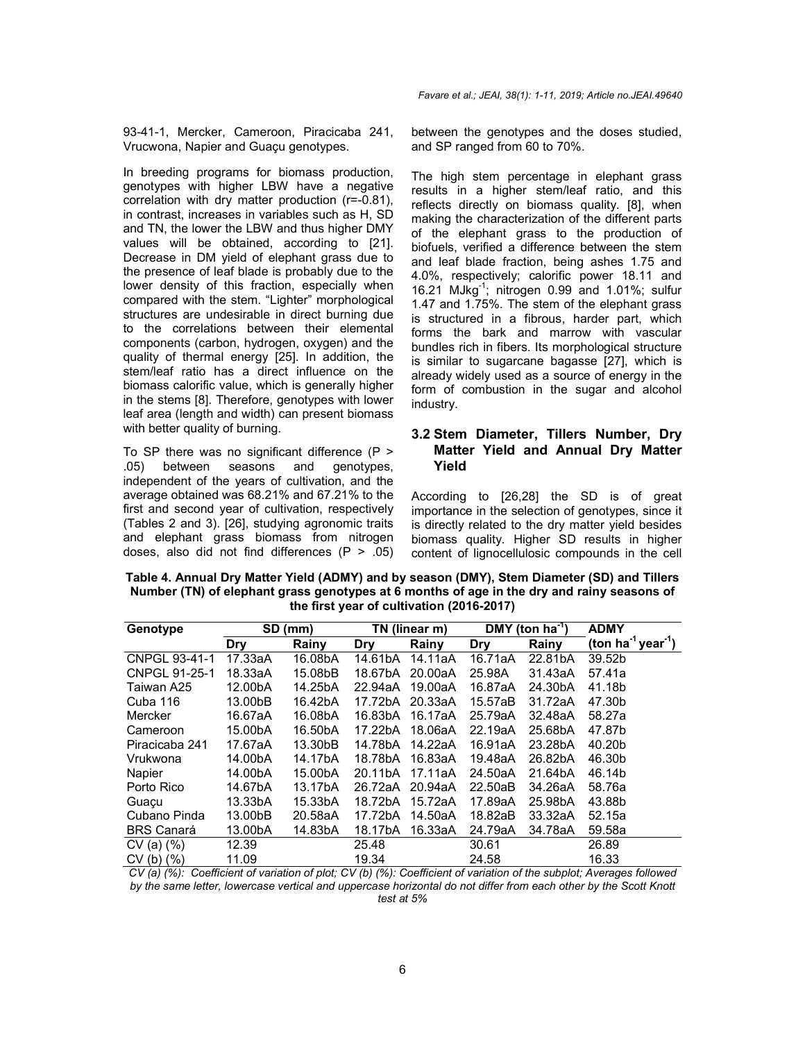93-41-1, Mercker, Cameroon, Piracicaba 241, Vrucwona, Napier and Guaçu genotypes.

In breeding programs for biomass production, genotypes with higher LBW have a negative correlation with dry matter production (r=-0.81), in contrast, increases in variables such as H, SD and TN, the lower the LBW and thus higher DMY values will be obtained, according to [21]. Decrease in DM yield of elephant grass due to the presence of leaf blade is probably due to the lower density of this fraction, especially when compared with the stem. "Lighter" morphological structures are undesirable in direct burning due to the correlations between their elemental components (carbon, hydrogen, oxygen) and the quality of thermal energy [25]. In addition, the stem/leaf ratio has a direct influence on the biomass calorific value, which is generally higher in the stems [8]. Therefore, genotypes with lower leaf area (length and width) can present biomass with better quality of burning.

To SP there was no significant difference (P > .05) between seasons and genotypes, independent of the years of cultivation, and the average obtained was 68.21% and 67.21% to the first and second year of cultivation, respectively (Tables 2 and 3). [26], studying agronomic traits and elephant grass biomass from nitrogen doses, also did not find differences (P > .05) between the genotypes and the doses studied, and SP ranged from 60 to 70%.

The high stem percentage in elephant grass results in a higher stem/leaf ratio, and this reflects directly on biomass quality. [8], when making the characterization of the different parts of the elephant grass to the production of biofuels, verified a difference between the stem and leaf blade fraction, being ashes 1.75 and 4.0%, respectively; calorific power 18.11 and 16.21 $MJkg^{-1}$; nitrogen 0.99 and 1.01%; sulfur 1.47 and 1.75%. The stem of the elephant grass is structured in a fibrous, harder part, which forms the bark and marrow with vascular bundles rich in fibers. Its morphological structure is similar to sugarcane bagasse [27], which is already widely used as a source of energy in the form of combustion in the sugar and alcohol industry.

### 3.2 Stem Diameter, Tillers Number, Dry Matter Yield and Annual Dry Matter Yield

According to [26,28] the SD is of great importance in the selection of genotypes, since it is directly related to the dry matter yield besides biomass quality. Higher SD results in higher content of lignocellulosic compounds in the cell

**Table 4. Annual Dry Matter Yield (ADMY) and by season (DMY), Stem Diameter (SD) and Tillers Number (TN) of elephant grass genotypes at 6 months of age in the dry and rainy seasons of the first year of cultivation (2016-2017)**

| Genotype | SD (mm) | | TN (linear m) | | DMY (ton $ha^{-1}$) | | ADMY |
|---|---|---|---|---|---|---|---|
| | Dry | Rainy | Dry | Rainy | Dry | Rainy | (ton $ha^{-1}$ $year^{-1}$) |
| CNPGL 93-41-1 | 17.33aA | 16.08bA | 14.61bA | 14.11aA | 16.71aA | 22.81bA | 39.52b |
| CNPGL 91-25-1 | 18.33aA | 15.08bB | 18.67bA | 20.00aA | 25.98A | 31.43aA | 57.41a |
| Taiwan A25 | 12.00bA | 14.25bA | 22.94aA | 19.00aA | 16.87aA | 24.30bA | 41.18b |
| Cuba 116 | 13.00bB | 16.42bA | 17.72bA | 20.33aA | 15.57aB | 31.72aA | 47.30b |
| Mercker | 16.67aA | 16.08bA | 16.83bA | 16.17aA | 25.79aA | 32.48aA | 58.27a |
| Cameroon | 15.00bA | 16.50bA | 17.22bA | 18.06aA | 22.19aA | 25.68bA | 47.87b |
| Piracicaba 241 | 17.67aA | 13.30bB | 14.78bA | 14.22aA | 16.91aA | 23.28bA | 40.20b |
| Vrukwona | 14.00bA | 14.17bA | 18.78bA | 16.83aA | 19.48aA | 26.82bA | 46.30b |
| Napier | 14.00bA | 15.00bA | 20.11bA | 17.11aA | 24.50aA | 21.64bA | 46.14b |
| Porto Rico | 14.67bA | 13.17bA | 26.72aA | 20.94aA | 22.50aB | 34.26aA | 58.76a |
| Guaçu | 13.33bA | 15.33bA | 18.72bA | 15.72aA | 17.89aA | 25.98bA | 43.88b |
| Cubano Pinda | 13.00bB | 20.58aA | 17.72bA | 14.50aA | 18.82aB | 33.32aA | 52.15a |
| BRS Canará | 13.00bA | 14.83bA | 18.17bA | 16.33aA | 24.79aA | 34.78aA | 59.58a |
| CV (a) (%) | 12.39 | | 25.48 | | 30.61 | | 26.89 |
| CV (b) (%) | 11.09 | | 19.34 | | 24.58 | | 16.33 |

*CV (a) (%): Coefficient of variation of plot; CV (b) (%): Coefficient of variation of the subplot; Averages followed by the same letter, lowercase vertical and uppercase horizontal do not differ from each other by the Scott Knott test at 5%*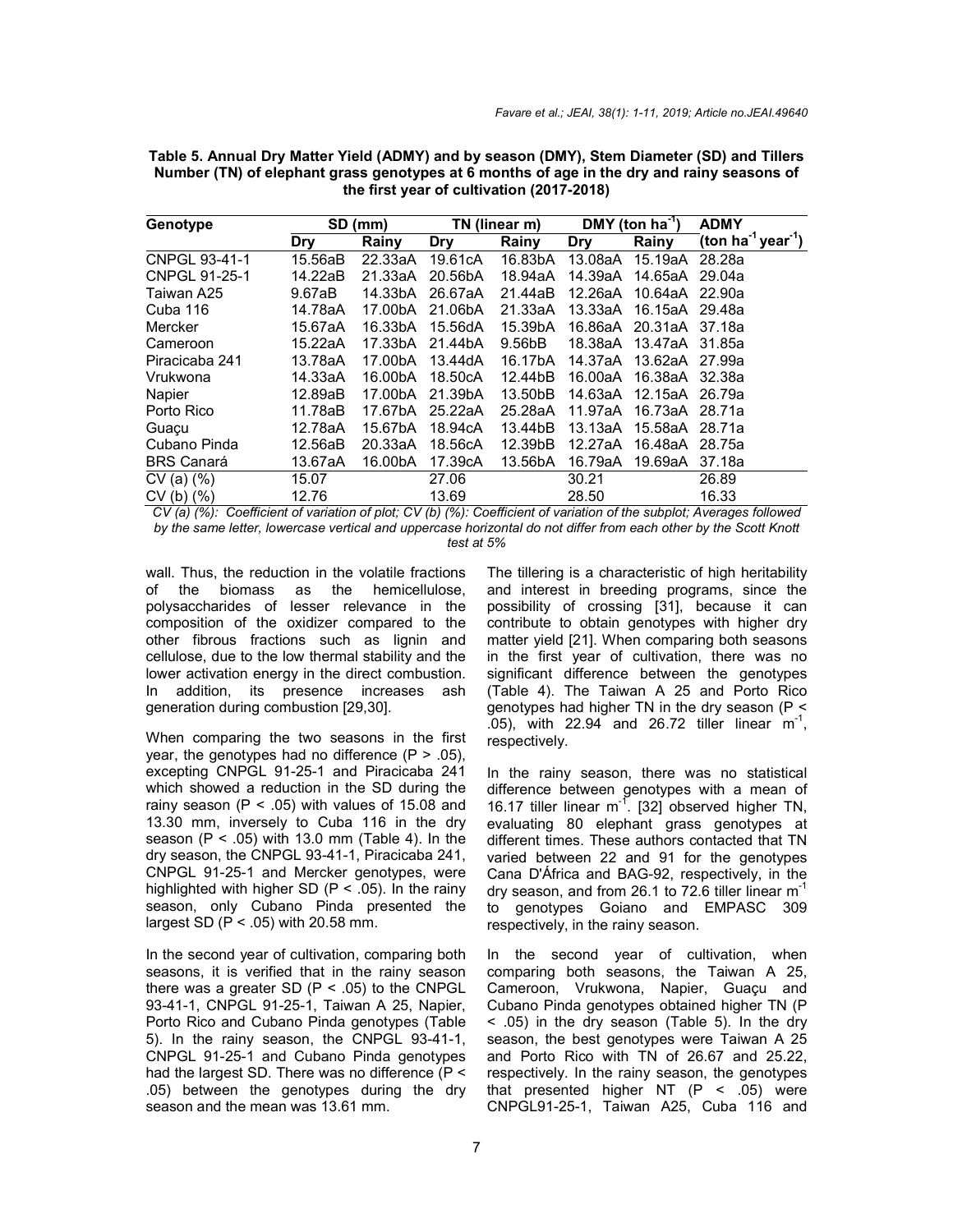**Table 5. Annual Dry Matter Yield (ADMY) and by season (DMY), Stem Diameter (SD) and Tillers Number (TN) of elephant grass genotypes at 6 months of age in the dry and rainy seasons of the first year of cultivation (2017-2018)**

| Genotype | SD (mm) | | TN (linear m) | | DMY (ton $ha^{-1}$) | | ADMY |
|---|---|---|---|---|---|---|---|
| | Dry | Rainy | Dry | Rainy | Dry | Rainy | (ton $ha^{-1}$ $year^{-1}$) |
| CNPGL 93-41-1 | 15.56aB | 22.33aA | 19.61cA | 16.83bA | 13.08aA | 15.19aA | 28.28a |
| CNPGL 91-25-1 | 14.22aB | 21.33aA | 20.56bA | 18.94aA | 14.39aA | 14.65aA | 29.04a |
| Taiwan A25 | 9.67aB | 14.33bA | 26.67aA | 21.44aB | 12.26aA | 10.64aA | 22.90a |
| Cuba 116 | 14.78aA | 17.00bA | 21.06bA | 21.33aA | 13.33aA | 16.15aA | 29.48a |
| Mercker | 15.67aA | 16.33bA | 15.56dA | 15.39bA | 16.86aA | 20.31aA | 37.18a |
| Cameroon | 15.22aA | 17.33bA | 21.44bA | 9.56bB | 18.38aA | 13.47aA | 31.85a |
| Piracicaba 241 | 13.78aA | 17.00bA | 13.44dA | 16.17bA | 14.37aA | 13.62aA | 27.99a |
| Vrukwona | 14.33aA | 16.00bA | 18.50cA | 12.44bB | 16.00aA | 16.38aA | 32.38a |
| Napier | 12.89aB | 17.00bA | 21.39bA | 13.50bB | 14.63aA | 12.15aA | 26.79a |
| Porto Rico | 11.78aB | 17.67bA | 25.22aA | 25.28aA | 11.97aA | 16.73aA | 28.71a |
| Guaçu | 12.78aA | 15.67bA | 18.94cA | 13.44bB | 13.13aA | 15.58aA | 28.71a |
| Cubano Pinda | 12.56aB | 20.33aA | 18.56cA | 12.39bB | 12.27aA | 16.48aA | 28.75a |
| BRS Canará | 13.67aA | 16.00bA | 17.39cA | 13.56bA | 16.79aA | 19.69aA | 37.18a |
| CV (a) (%) | 15.07 | | 27.06 | | 30.21 | | 26.89 |
| CV (b) (%) | 12.76 | | 13.69 | | 28.50 | | 16.33 |

*CV (a) (%): Coefficient of variation of plot; CV (b) (%): Coefficient of variation of the subplot; Averages followed by the same letter, lowercase vertical and uppercase horizontal do not differ from each other by the Scott Knott test at 5%*

wall. Thus, the reduction in the volatile fractions of the biomass as the hemicellulose, polysaccharides of lesser relevance in the composition of the oxidizer compared to the other fibrous fractions such as lignin and cellulose, due to the low thermal stability and the lower activation energy in the direct combustion. In addition, its presence increases ash generation during combustion [29,30].

When comparing the two seasons in the first year, the genotypes had no difference ($P > .05$), excepting CNPGL 91-25-1 and Piracicaba 241 which showed a reduction in the SD during the rainy season ($P < .05$) with values of 15.08 and 13.30 mm, inversely to Cuba 116 in the dry season ($P < .05$) with 13.0 mm (Table 4). In the dry season, the CNPGL 93-41-1, Piracicaba 241, CNPGL 91-25-1 and Mercker genotypes, were highlighted with higher SD ($P < .05$). In the rainy season, only Cubano Pinda presented the largest SD ($P < .05$) with 20.58 mm.

In the second year of cultivation, comparing both seasons, it is verified that in the rainy season there was a greater SD ($P < .05$) to the CNPGL 93-41-1, CNPGL 91-25-1, Taiwan A 25, Napier, Porto Rico and Cubano Pinda genotypes (Table 5). In the rainy season, the CNPGL 93-41-1, CNPGL 91-25-1 and Cubano Pinda genotypes had the largest SD. There was no difference ($P < .05$) between the genotypes during the dry season and the mean was 13.61 mm.

The tillering is a characteristic of high heritability and interest in breeding programs, since the possibility of crossing [31], because it can contribute to obtain genotypes with higher dry matter yield [21]. When comparing both seasons in the first year of cultivation, there was no significant difference between the genotypes (Table 4). The Taiwan A 25 and Porto Rico genotypes had higher TN in the dry season ($P < .05$), with 22.94 and 26.72 tiller linear $m^{-1}$, respectively.

In the rainy season, there was no statistical difference between genotypes with a mean of 16.17 tiller linear $m^{-1}$. [32] observed higher TN, evaluating 80 elephant grass genotypes at different times. These authors contacted that TN varied between 22 and 91 for the genotypes Cana D'África and BAG-92, respectively, in the dry season, and from 26.1 to 72.6 tiller linear $m^{-1}$ to genotypes Goiano and EMPASC 309 respectively, in the rainy season.

In the second year of cultivation, when comparing both seasons, the Taiwan A 25, Cameroon, Vrukwona, Napier, Guaçu and Cubano Pinda genotypes obtained higher TN ($P < .05$) in the dry season (Table 5). In the dry season, the best genotypes were Taiwan A 25 and Porto Rico with TN of 26.67 and 25.22, respectively. In the rainy season, the genotypes that presented higher NT ($P < .05$) were CNPGL91-25-1, Taiwan A25, Cuba 116 and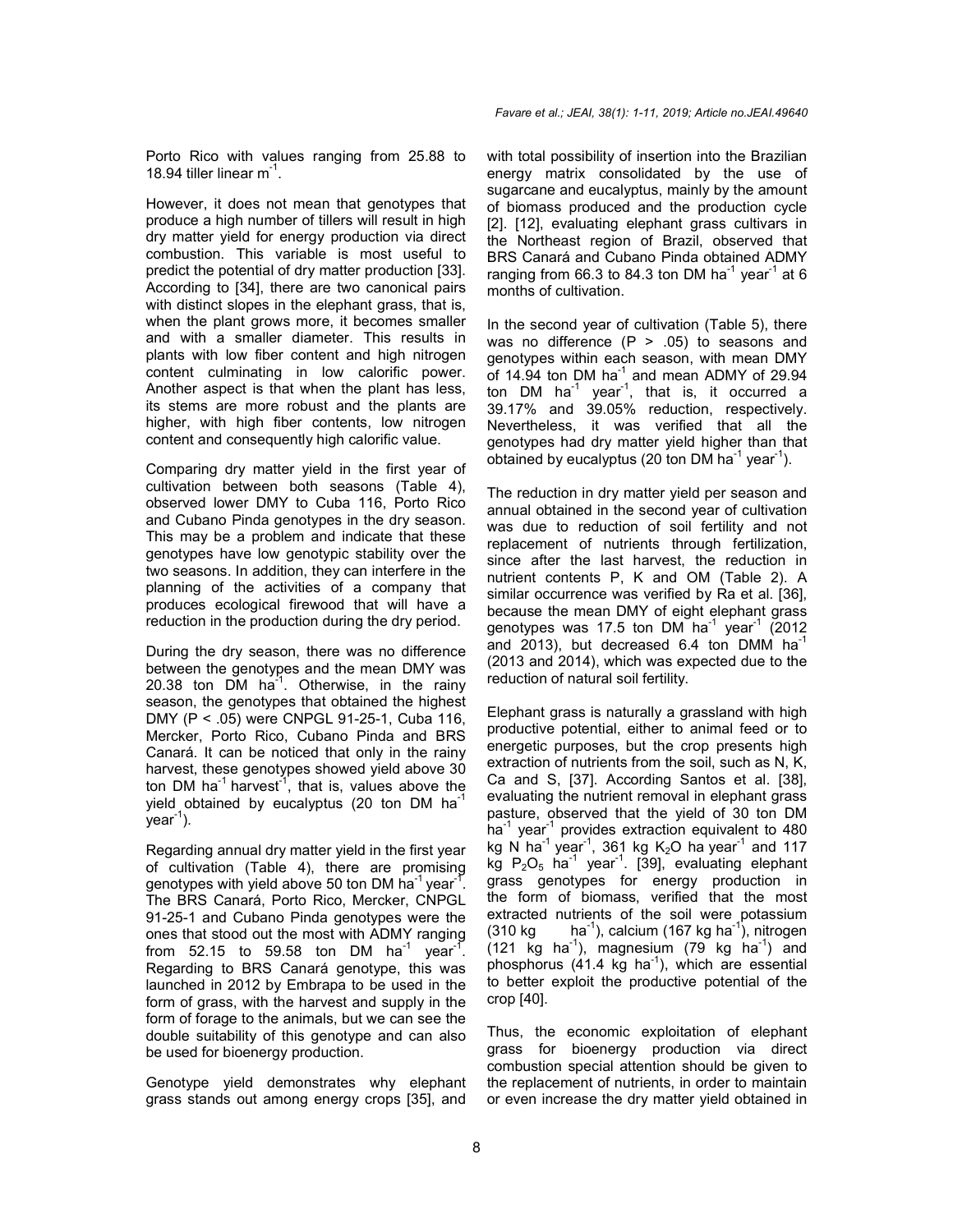Porto Rico with values ranging from 25.88 to 18.94 tiller linear $m^{-1}$.

However, it does not mean that genotypes that produce a high number of tillers will result in high dry matter yield for energy production via direct combustion. This variable is most useful to predict the potential of dry matter production [33]. According to [34], there are two canonical pairs with distinct slopes in the elephant grass, that is, when the plant grows more, it becomes smaller and with a smaller diameter. This results in plants with low fiber content and high nitrogen content culminating in low calorific power. Another aspect is that when the plant has less, its stems are more robust and the plants are higher, with high fiber contents, low nitrogen content and consequently high calorific value.

Comparing dry matter yield in the first year of cultivation between both seasons (Table 4), observed lower DMY to Cuba 116, Porto Rico and Cubano Pinda genotypes in the dry season. This may be a problem and indicate that these genotypes have low genotypic stability over the two seasons. In addition, they can interfere in the planning of the activities of a company that produces ecological firewood that will have a reduction in the production during the dry period.

During the dry season, there was no difference between the genotypes and the mean DMY was 20.38 ton DM $ha^{-1}$. Otherwise, in the rainy season, the genotypes that obtained the highest DMY ($P < .05$) were CNPGL 91-25-1, Cuba 116, Mercker, Porto Rico, Cubano Pinda and BRS Canará. It can be noticed that only in the rainy harvest, these genotypes showed yield above 30 ton DM $ha^{-1}$ $harvest^{-1}$, that is, values above the yield obtained by eucalyptus (20 ton DM $ha^{-1}$ $year^{-1}$).

Regarding annual dry matter yield in the first year of cultivation (Table 4), there are promising genotypes with yield above 50 ton DM $ha^{-1}$ $year^{-1}$. The BRS Canará, Porto Rico, Mercker, CNPGL 91-25-1 and Cubano Pinda genotypes were the ones that stood out the most with ADMY ranging from 52.15 to 59.58 ton DM $ha^{-1}$ $year^{-1}$. Regarding to BRS Canará genotype, this was launched in 2012 by Embrapa to be used in the form of grass, with the harvest and supply in the form of forage to the animals, but we can see the double suitability of this genotype and can also be used for bioenergy production.

Genotype yield demonstrates why elephant grass stands out among energy crops [35], and with total possibility of insertion into the Brazilian energy matrix consolidated by the use of sugarcane and eucalyptus, mainly by the amount of biomass produced and the production cycle [2]. [12], evaluating elephant grass cultivars in the Northeast region of Brazil, observed that BRS Canará and Cubano Pinda obtained ADMY ranging from 66.3 to 84.3 ton DM $ha^{-1}$ $year^{-1}$ at 6 months of cultivation.

In the second year of cultivation (Table 5), there was no difference ($P > .05$) to seasons and genotypes within each season, with mean DMY of 14.94 ton DM $ha^{-1}$ and mean ADMY of 29.94 ton DM $ha^{-1}$ $year^{-1}$, that is, it occurred a 39.17% and 39.05% reduction, respectively. Nevertheless, it was verified that all the genotypes had dry matter yield higher than that obtained by eucalyptus (20 ton DM $ha^{-1}$ $year^{-1}$).

The reduction in dry matter yield per season and annual obtained in the second year of cultivation was due to reduction of soil fertility and not replacement of nutrients through fertilization, since after the last harvest, the reduction in nutrient contents P, K and OM (Table 2). A similar occurrence was verified by Ra et al. [36], because the mean DMY of eight elephant grass genotypes was 17.5 ton DM $ha^{-1}$ $year^{-1}$ (2012 and 2013), but decreased 6.4 ton DMM $ha^{-1}$ (2013 and 2014), which was expected due to the reduction of natural soil fertility.

Elephant grass is naturally a grassland with high productive potential, either to animal feed or to energetic purposes, but the crop presents high extraction of nutrients from the soil, such as N, K, Ca and S, [37]. According Santos et al. [38], evaluating the nutrient removal in elephant grass pasture, observed that the yield of 30 ton DM $ha^{-1}$ $year^{-1}$ provides extraction equivalent to 480 kg N $ha^{-1}$ $year^{-1}$, 361 kg $K_2O$ ha $year^{-1}$ and 117 kg $P_2O_5$ $ha^{-1}$ $year^{-1}$. [39], evaluating elephant grass genotypes for energy production in the form of biomass, verified that the most extracted nutrients of the soil were potassium (310 kg $ha^{-1}$), calcium (167 kg $ha^{-1}$), nitrogen (121 kg $ha^{-1}$), magnesium (79 kg $ha^{-1}$) and phosphorus (41.4 kg $ha^{-1}$), which are essential to better exploit the productive potential of the crop [40].

Thus, the economic exploitation of elephant grass for bioenergy production via direct combustion special attention should be given to the replacement of nutrients, in order to maintain or even increase the dry matter yield obtained in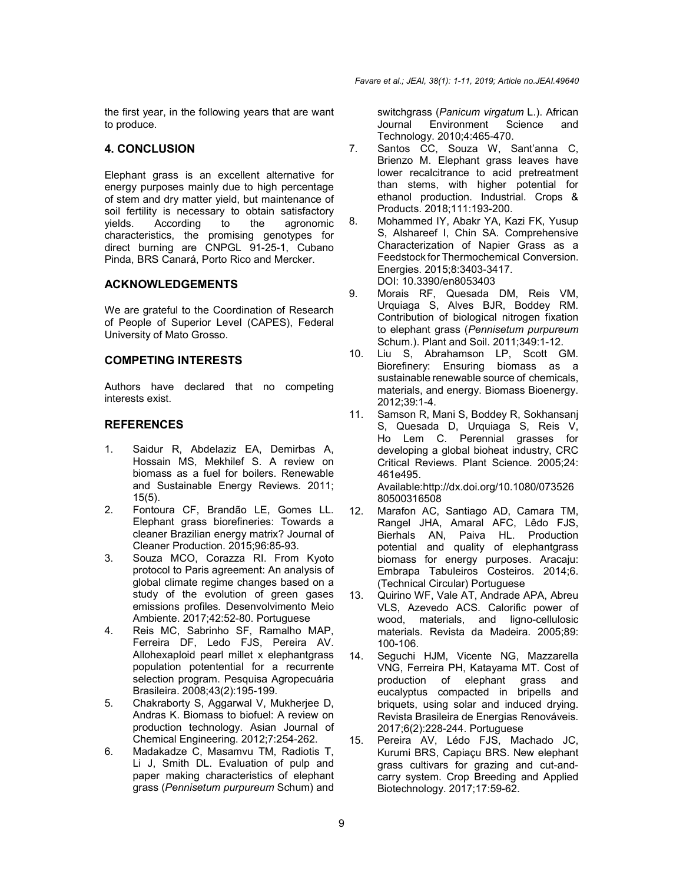the first year, in the following years that are want to produce.

## 4. CONCLUSION

Elephant grass is an excellent alternative for energy purposes mainly due to high percentage of stem and dry matter yield, but maintenance of soil fertility is necessary to obtain satisfactory yields. According to the agronomic characteristics, the promising genotypes for direct burning are CNPGL 91-25-1, Cubano Pinda, BRS Canará, Porto Rico and Mercker.

## ACKNOWLEDGEMENTS

We are grateful to the Coordination of Research of People of Superior Level (CAPES), Federal University of Mato Grosso.

## COMPETING INTERESTS

Authors have declared that no competing interests exist.

## REFERENCES

1. Saidur R, Abdelaziz EA, Demirbas A, Hossain MS, Mekhilef S. A review on biomass as a fuel for boilers. Renewable and Sustainable Energy Reviews. 2011; 15(5).
2. Fontoura CF, Brandão LE, Gomes LL. Elephant grass biorefineries: Towards a cleaner Brazilian energy matrix? Journal of Cleaner Production. 2015;96:85-93.
3. Souza MCO, Corazza RI. From Kyoto protocol to Paris agreement: An analysis of global climate regime changes based on a study of the evolution of green gases emissions profiles. Desenvolvimento Meio Ambiente. 2017;42:52-80. Portuguese
4. Reis MC, Sabrinho SF, Ramalho MAP, Ferreira DF, Ledo FJS, Pereira AV. Allohexaploid pearl millet x elephantgrass population potentential for a recurrente selection program. Pesquisa Agropecuária Brasileira. 2008;43(2):195-199.
5. Chakraborty S, Aggarwal V, Mukherjee D, Andras K. Biomass to biofuel: A review on production technology. Asian Journal of Chemical Engineering. 2012;7:254-262.
6. Madakadze C, Masamvu TM, Radiotis T, Li J, Smith DL. Evaluation of pulp and paper making characteristics of elephant grass (*Pennisetum purpureum* Schum) and switchgrass (*Panicum virgatum* L.). African Journal Environment Science and Technology. 2010;4:465-470.
7. Santos CC, Souza W, Sant'anna C, Brienzo M. Elephant grass leaves have lower recalcitrance to acid pretreatment than stems, with higher potential for ethanol production. Industrial. Crops & Products. 2018;111:193-200.
8. Mohammed IY, Abakr YA, Kazi FK, Yusup S, Alshareef I, Chin SA. Comprehensive Characterization of Napier Grass as a Feedstock for Thermochemical Conversion. Energies. 2015;8:3403-3417. DOI: 10.3390/en8053403
9. Morais RF, Quesada DM, Reis VM, Urquiaga S, Alves BJR, Boddey RM. Contribution of biological nitrogen fixation to elephant grass (*Pennisetum purpureum* Schum.). Plant and Soil. 2011;349:1-12.
10. Liu S, Abrahamson LP, Scott GM. Biorefinery: Ensuring biomass as a sustainable renewable source of chemicals, materials, and energy. Biomass Bioenergy. 2012;39:1-4.
11. Samson R, Mani S, Boddey R, Sokhansanj S, Quesada D, Urquiaga S, Reis V, Ho Lem C. Perennial grasses for developing a global bioheat industry, CRC Critical Reviews. Plant Science. 2005;24: 461e495. Available:http://dx.doi.org/10.1080/07352680500316508
12. Marafon AC, Santiago AD, Camara TM, Rangel JHA, Amaral AFC, Lêdo FJS, Bierhals AN, Paiva HL. Production potential and quality of elephantgrass biomass for energy purposes. Aracaju: Embrapa Tabuleiros Costeiros. 2014;6. (Technical Circular) Portuguese
13. Quirino WF, Vale AT, Andrade APA, Abreu VLS, Azevedo ACS. Calorific power of wood, materials, and ligno-cellulosic materials. Revista da Madeira. 2005;89: 100-106.
14. Seguchi HJM, Vicente NG, Mazzarella VNG, Ferreira PH, Katayama MT. Cost of production of elephant grass and eucalyptus compacted in bripells and briquets, using solar and induced drying. Revista Brasileira de Energias Renováveis. 2017;6(2):228-244. Portuguese
15. Pereira AV, Lédo FJS, Machado JC, Kurumi BRS, Capiaçu BRS. New elephant grass cultivars for grazing and cut-and-carry system. Crop Breeding and Applied Biotechnology. 2017;17:59-62.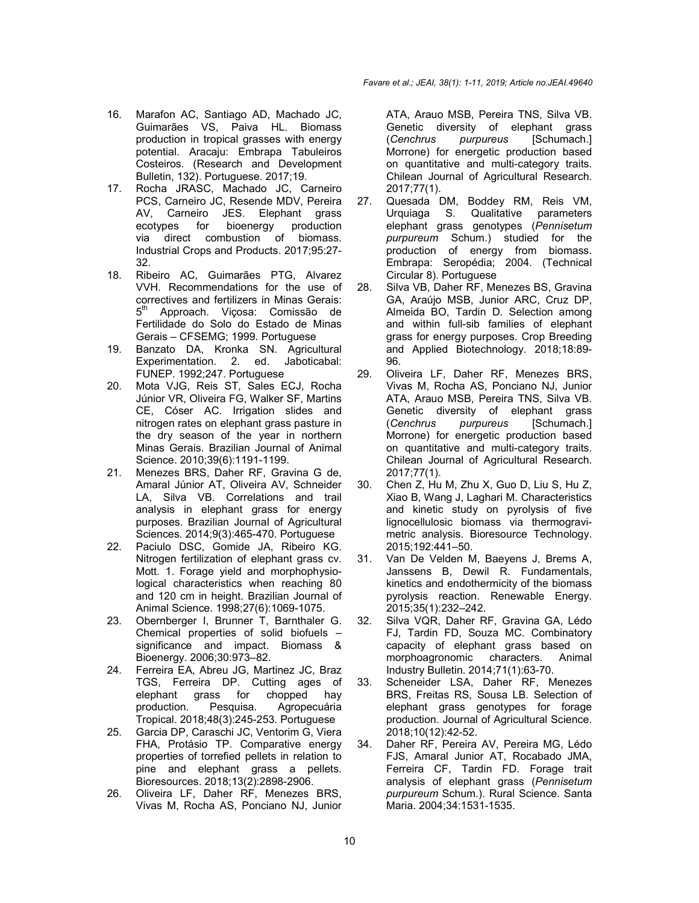16. Marafon AC, Santiago AD, Machado JC, Guimarães VS, Paiva HL. Biomass production in tropical grasses with energy potential. Aracaju: Embrapa Tabuleiros Costeiros. (Research and Development Bulletin, 132). Portuguese. 2017;19.
17. Rocha JRASC, Machado JC, Carneiro PCS, Carneiro JC, Resende MDV, Pereira AV, Carneiro JES. Elephant grass ecotypes for bioenergy production via direct combustion of biomass. Industrial Crops and Products. 2017;95:27-32.
18. Ribeiro AC, Guimarães PTG, Alvarez VVH. Recommendations for the use of correctives and fertilizers in Minas Gerais: 5th Approach. Viçosa: Comissão de Fertilidade do Solo do Estado de Minas Gerais – CFSEMG; 1999. Portuguese
19. Banzato DA, Kronka SN. Agricultural Experimentation. 2. ed. Jaboticabal: FUNEP. 1992;247. Portuguese
20. Mota VJG, Reis ST, Sales ECJ, Rocha Júnior VR, Oliveira FG, Walker SF, Martins CE, Cóser AC. Irrigation slides and nitrogen rates on elephant grass pasture in the dry season of the year in northern Minas Gerais. Brazilian Journal of Animal Science. 2010;39(6):1191-1199.
21. Menezes BRS, Daher RF, Gravina G de, Amaral Júnior AT, Oliveira AV, Schneider LA, Silva VB. Correlations and trail analysis in elephant grass for energy purposes. Brazilian Journal of Agricultural Sciences. 2014;9(3):465-470. Portuguese
22. Paciulo DSC, Gomide JA, Ribeiro KG. Nitrogen fertilization of elephant grass cv. Mott. 1. Forage yield and morphophysiological characteristics when reaching 80 and 120 cm in height. Brazilian Journal of Animal Science. 1998;27(6):1069-1075.
23. Obernberger I, Brunner T, Barnthaler G. Chemical properties of solid biofuels – significance and impact. Biomass & Bioenergy. 2006;30:973–82.
24. Ferreira EA, Abreu JG, Martinez JC, Braz TGS, Ferreira DP. Cutting ages of elephant grass for chopped hay production. Pesquisa. Agropecuária Tropical. 2018;48(3):245-253. Portuguese
25. Garcia DP, Caraschi JC, Ventorim G, Viera FHA, Protásio TP. Comparative energy properties of torrefied pellets in relation to pine and elephant grass a pellets. Bioresources. 2018;13(2):2898-2906.
26. Oliveira LF, Daher RF, Menezes BRS, Vivas M, Rocha AS, Ponciano NJ, Junior ATA, Arauo MSB, Pereira TNS, Silva VB. Genetic diversity of elephant grass (*Cenchrus purpureus* [Schumach.] Morrone) for energetic production based on quantitative and multi-category traits. Chilean Journal of Agricultural Research. 2017;77(1).
27. Quesada DM, Boddey RM, Reis VM, Urquiaga S. Qualitative parameters elephant grass genotypes (*Pennisetum purpureum* Schum.) studied for the production of energy from biomass. Embrapa: Seropédia; 2004. (Technical Circular 8). Portuguese
28. Silva VB, Daher RF, Menezes BS, Gravina GA, Araújo MSB, Junior ARC, Cruz DP, Almeida BO, Tardin D. Selection among and within full-sib families of elephant grass for energy purposes. Crop Breeding and Applied Biotechnology. 2018;18:89-96.
29. Oliveira LF, Daher RF, Menezes BRS, Vivas M, Rocha AS, Ponciano NJ, Junior ATA, Arauo MSB, Pereira TNS, Silva VB. Genetic diversity of elephant grass (*Cenchrus purpureus* [Schumach.] Morrone) for energetic production based on quantitative and multi-category traits. Chilean Journal of Agricultural Research. 2017;77(1).
30. Chen Z, Hu M, Zhu X, Guo D, Liu S, Hu Z, Xiao B, Wang J, Laghari M. Characteristics and kinetic study on pyrolysis of five lignocellulosic biomass via thermogravimetric analysis. Bioresource Technology. 2015;192:441–50.
31. Van De Velden M, Baeyens J, Brems A, Janssens B, Dewil R. Fundamentals, kinetics and endothermicity of the biomass pyrolysis reaction. Renewable Energy. 2015;35(1):232–242.
32. Silva VQR, Daher RF, Gravina GA, Lédo FJ, Tardin FD, Souza MC. Combinatory capacity of elephant grass based on morphoagronomic characters. Animal Industry Bulletin. 2014;71(1):63-70.
33. Scheneider LSA, Daher RF, Menezes BRS, Freitas RS, Sousa LB. Selection of elephant grass genotypes for forage production. Journal of Agricultural Science. 2018;10(12):42-52.
34. Daher RF, Pereira AV, Pereira MG, Lédo FJS, Amaral Junior AT, Rocabado JMA, Ferreira CF, Tardin FD. Forage trait analysis of elephant grass (*Pennisetum purpureum* Schum.). Rural Science. Santa Maria. 2004;34:1531-1535.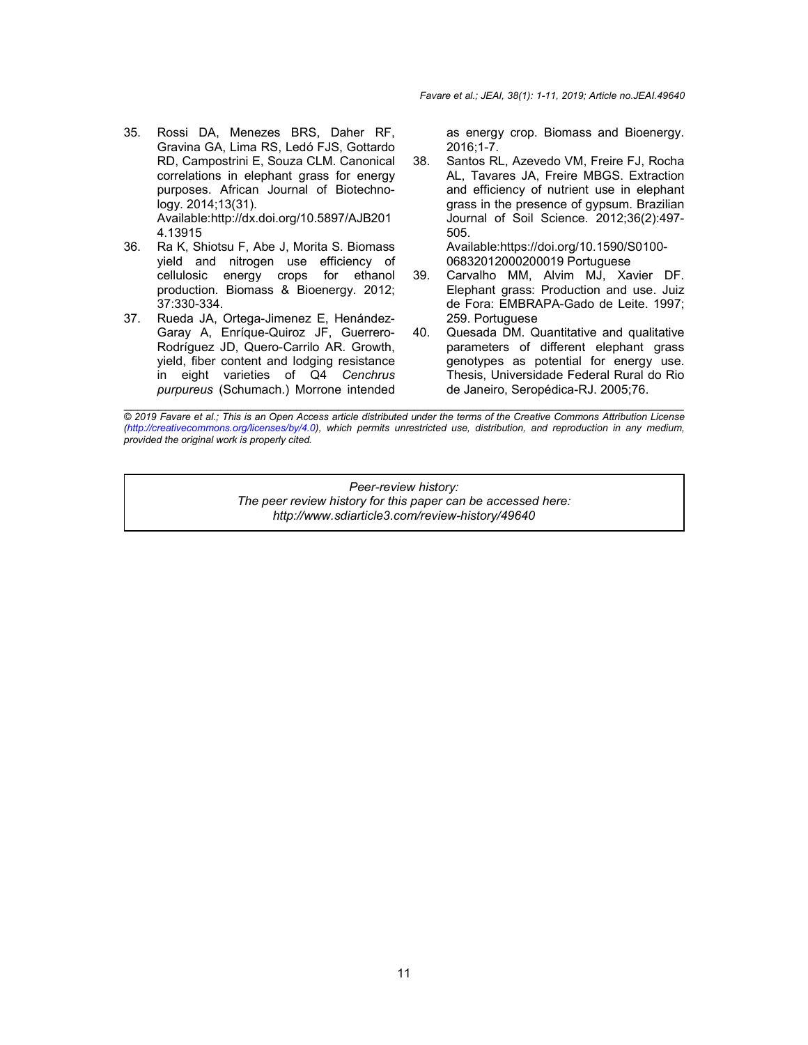35. Rossi DA, Menezes BRS, Daher RF, Gravina GA, Lima RS, Ledó FJS, Gottardo RD, Campostrini E, Souza CLM. Canonical correlations in elephant grass for energy purposes. African Journal of Biotechnology. 2014;13(31).
Available:http://dx.doi.org/10.5897/AJB2014.13915
36. Ra K, Shiotsu F, Abe J, Morita S. Biomass yield and nitrogen use efficiency of cellulosic energy crops for ethanol production. Biomass & Bioenergy. 2012; 37:330-334.
37. Rueda JA, Ortega-Jimenez E, Henández-Garay A, Enríque-Quiroz JF, Guerrero-Rodríguez JD, Quero-Carrilo AR. Growth, yield, fiber content and lodging resistance in eight varieties of Q4 *Cenchrus purpureus* (Schumach.) Morrone intended as energy crop. Biomass and Bioenergy. 2016;1-7.
38. Santos RL, Azevedo VM, Freire FJ, Rocha AL, Tavares JA, Freire MBGS. Extraction and efficiency of nutrient use in elephant grass in the presence of gypsum. Brazilian Journal of Soil Science. 2012;36(2):497-505.
Available:https://doi.org/10.1590/S0100-06832012000200019 Portuguese
39. Carvalho MM, Alvim MJ, Xavier DF. Elephant grass: Production and use. Juiz de Fora: EMBRAPA-Gado de Leite. 1997; 259. Portuguese
40. Quesada DM. Quantitative and qualitative parameters of different elephant grass genotypes as potential for energy use. Thesis, Universidade Federal Rural do Rio de Janeiro, Seropédica-RJ. 2005;76.

---

*© 2019 Favare et al.; This is an Open Access article distributed under the terms of the Creative Commons Attribution License (http://creativecommons.org/licenses/by/4.0), which permits unrestricted use, distribution, and reproduction in any medium, provided the original work is properly cited.*

*Peer-review history:*
*The peer review history for this paper can be accessed here:*
*http://www.sdiarticle3.com/review-history/49640*